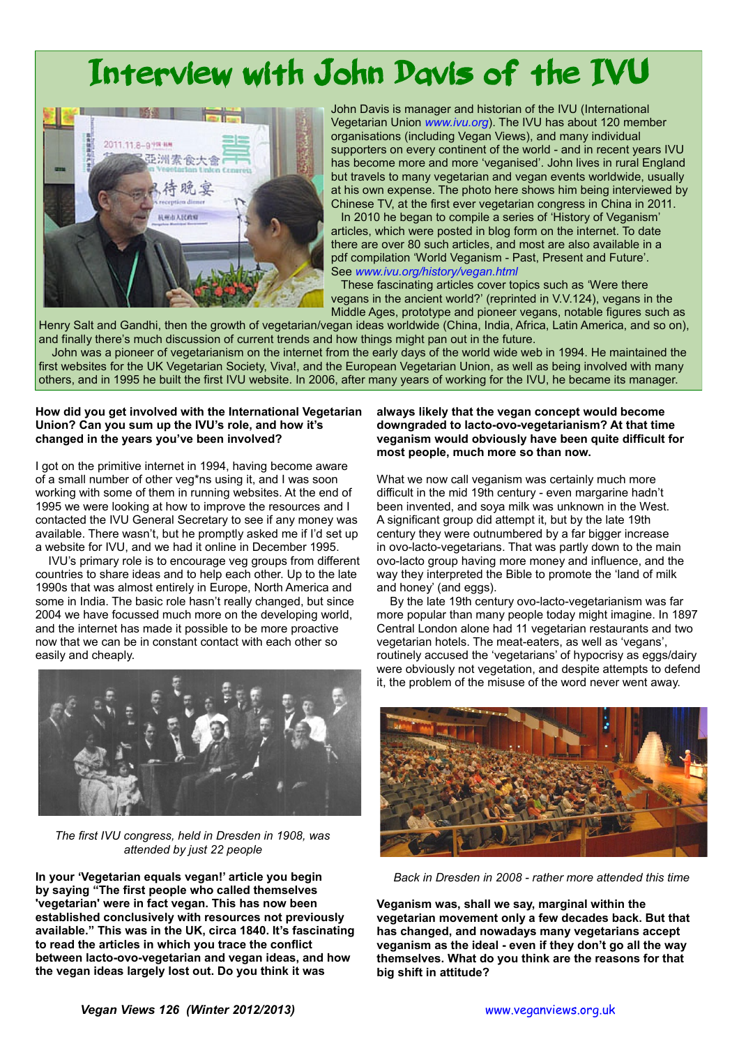# Interview with John Davis of the IVU

John Davis is manager and historian of the IVU (International Vegetarian Union *www.ivu.org*). The IVU has about 120 member organisations (including Vegan Views), and many individual supporters on every continent of the world - and in recent years IVU has become more and more 'veganised'. John lives in rural England but travels to many vegetarian and vegan events worldwide, usually at his own expense. The photo here shows him being interviewed by Chinese TV, at the first ever vegetarian congress in China in 2011.

In 2010 he began to compile a series of 'History of Veganism' articles, which were posted in blog form on the internet. To date there are over 80 such articles, and most are also available in a pdf compilation 'World Veganism - Past, Present and Future'. See *www.ivu.org/history/vegan.html*

These fascinating articles cover topics such as 'Were there vegans in the ancient world?' (reprinted in V.V.124), vegans in the Middle Ages, prototype and pioneer vegans, notable figures such as Henry Salt and Gandhi, then the growth of vegetarian/vegan ideas worldwide (China, India, Africa, Latin America, and so on), and finally there's much discussion of current trends and how things might pan out in the future.

John was a pioneer of vegetarianism on the internet from the early days of the world wide web in 1994. He maintained the first websites for the UK Vegetarian Society, Viva!, and the European Vegetarian Union, as well as being involved with many others, and in 1995 he built the first IVU website. In 2006, after many years of working for the IVU, he became its manager.

**How did you get involved with the International Vegetarian Union? Can you sum up the IVU's role, and how it's changed in the years you've been involved?**

I got on the primitive internet in 1994, having become aware of a small number of other veg*ns using it, and I was soon working with some of them in running websites. At the end of 1995 we were looking at how to improve the resources and I contacted the IVU General Secretary to see if any money was available. There wasn't, but he promptly asked me if I'd set up a website for IVU, and we had it online in December 1995.

IVU's primary role is to encourage veg groups from different countries to share ideas and to help each other. Up to the late 1990s that was almost entirely in Europe, North America and some in India. The basic role hasn't really changed, but since 2004 we have focussed much more on the developing world, and the internet has made it possible to be more proactive now that we can be in constant contact with each other so easily and cheaply.

*The first IVU congress, held in Dresden in 1908, was attended by just 22 people*

**In your 'Vegetarian equals vegan!' article you begin by saying "The first people who called themselves 'vegetarian' were in fact vegan. This has now been established conclusively with resources not previously available." This was in the UK, circa 1840. It's fascinating to read the articles in which you trace the conflict between lacto-ovo-vegetarian and vegan ideas, and how the vegan ideas largely lost out. Do you think it was always likely that the vegan concept would become downgraded to lacto-ovo-vegetarianism? At that time veganism would obviously have been quite difficult for most people, much more so than now.**

What we now call veganism was certainly much more difficult in the mid 19th century - even margarine hadn't been invented, and soya milk was unknown in the West. A significant group did attempt it, but by the late 19th century they were outnumbered by a far bigger increase in ovo-lacto-vegetarians. That was partly down to the main ovo-lacto group having more money and influence, and the way they interpreted the Bible to promote the 'land of milk and honey' (and eggs).

By the late 19th century ovo-lacto-vegetarianism was far more popular than many people today might imagine. In 1897 Central London alone had 11 vegetarian restaurants and two vegetarian hotels. The meat-eaters, as well as 'vegans', routinely accused the 'vegetarians' of hypocrisy as eggs/dairy were obviously not vegetation, and despite attempts to defend it, the problem of the misuse of the word never went away.

*Back in Dresden in 2008 - rather more attended this time*

**Veganism was, shall we say, marginal within the vegetarian movement only a few decades back. But that has changed, and nowadays many vegetarians accept veganism as the ideal - even if they don't go all the way themselves. What do you think are the reasons for that big shift in attitude?**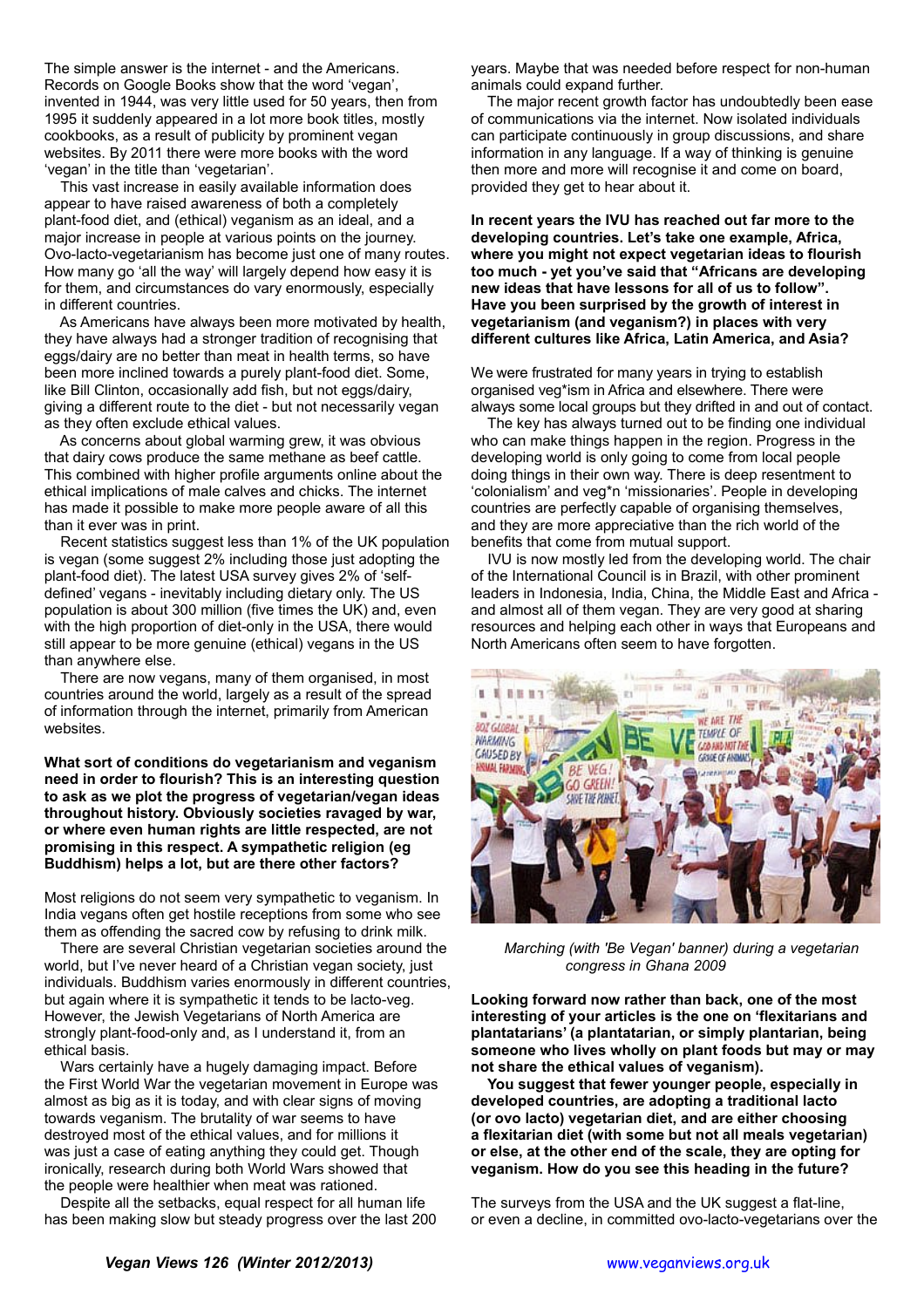The simple answer is the internet - and the Americans. Records on Google Books show that the word 'vegan', invented in 1944, was very little used for 50 years, then from 1995 it suddenly appeared in a lot more book titles, mostly cookbooks, as a result of publicity by prominent vegan websites. By 2011 there were more books with the word 'vegan' in the title than 'vegetarian'.

This vast increase in easily available information does appear to have raised awareness of both a completely plant-food diet, and (ethical) veganism as an ideal, and a major increase in people at various points on the journey. Ovo-lacto-vegetarianism has become just one of many routes. How many go 'all the way' will largely depend how easy it is for them, and circumstances do vary enormously, especially in different countries.

As Americans have always been more motivated by health, they have always had a stronger tradition of recognising that eggs/dairy are no better than meat in health terms, so have been more inclined towards a purely plant-food diet. Some, like Bill Clinton, occasionally add fish, but not eggs/dairy, giving a different route to the diet - but not necessarily vegan as they often exclude ethical values.

As concerns about global warming grew, it was obvious that dairy cows produce the same methane as beef cattle. This combined with higher profile arguments online about the ethical implications of male calves and chicks. The internet has made it possible to make more people aware of all this than it ever was in print.

Recent statistics suggest less than 1% of the UK population is vegan (some suggest 2% including those just adopting the plant-food diet). The latest USA survey gives 2% of 'self-defined' vegans - inevitably including dietary only. The US population is about 300 million (five times the UK) and, even with the high proportion of diet-only in the USA, there would still appear to be more genuine (ethical) vegans in the US than anywhere else.

There are now vegans, many of them organised, in most countries around the world, largely as a result of the spread of information through the internet, primarily from American websites.

**What sort of conditions do vegetarianism and veganism need in order to flourish? This is an interesting question to ask as we plot the progress of vegetarian/vegan ideas throughout history. Obviously societies ravaged by war, or where even human rights are little respected, are not promising in this respect. A sympathetic religion (eg Buddhism) helps a lot, but are there other factors?**

Most religions do not seem very sympathetic to veganism. In India vegans often get hostile receptions from some who see them as offending the sacred cow by refusing to drink milk.

There are several Christian vegetarian societies around the world, but I've never heard of a Christian vegan society, just individuals. Buddhism varies enormously in different countries, but again where it is sympathetic it tends to be lacto-veg. However, the Jewish Vegetarians of North America are strongly plant-food-only and, as I understand it, from an ethical basis.

Wars certainly have a hugely damaging impact. Before the First World War the vegetarian movement in Europe was almost as big as it is today, and with clear signs of moving towards veganism. The brutality of war seems to have destroyed most of the ethical values, and for millions it was just a case of eating anything they could get. Though ironically, research during both World Wars showed that the people were healthier when meat was rationed.

Despite all the setbacks, equal respect for all human life has been making slow but steady progress over the last 200 years. Maybe that was needed before respect for non-human animals could expand further.

The major recent growth factor has undoubtedly been ease of communications via the internet. Now isolated individuals can participate continuously in group discussions, and share information in any language. If a way of thinking is genuine then more and more will recognise it and come on board, provided they get to hear about it.

**In recent years the IVU has reached out far more to the developing countries. Let's take one example, Africa, where you might not expect vegetarian ideas to flourish too much - yet you've said that "Africans are developing new ideas that have lessons for all of us to follow". Have you been surprised by the growth of interest in vegetarianism (and veganism?) in places with very different cultures like Africa, Latin America, and Asia?**

We were frustrated for many years in trying to establish organised veg*ism in Africa and elsewhere. There were always some local groups but they drifted in and out of contact.

The key has always turned out to be finding one individual who can make things happen in the region. Progress in the developing world is only going to come from local people doing things in their own way. There is deep resentment to 'colonialism' and veg*n 'missionaries'. People in developing countries are perfectly capable of organising themselves, and they are more appreciative than the rich world of the benefits that come from mutual support.

IVU is now mostly led from the developing world. The chair of the International Council is in Brazil, with other prominent leaders in Indonesia, India, China, the Middle East and Africa - and almost all of them vegan. They are very good at sharing resources and helping each other in ways that Europeans and North Americans often seem to have forgotten.

*Marching (with 'Be Vegan' banner) during a vegetarian congress in Ghana 2009*

**Looking forward now rather than back, one of the most interesting of your articles is the one on 'flexitarians and plantatarians' (a plantatarian, or simply plantarian, being someone who lives wholly on plant foods but may or may not share the ethical values of veganism).**

**You suggest that fewer younger people, especially in developed countries, are adopting a traditional lacto (or ovo lacto) vegetarian diet, and are either choosing a flexitarian diet (with some but not all meals vegetarian) or else, at the other end of the scale, they are opting for veganism. How do you see this heading in the future?**

The surveys from the USA and the UK suggest a flat-line, or even a decline, in committed ovo-lacto-vegetarians over the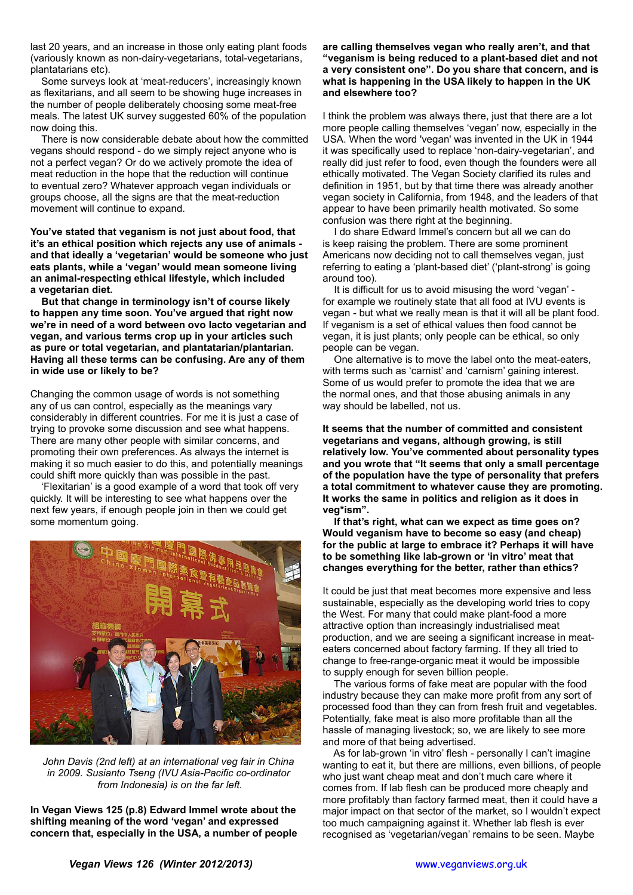last 20 years, and an increase in those only eating plant foods (variously known as non-dairy-vegetarians, total-vegetarians, plantatarians etc).

Some surveys look at 'meat-reducers', increasingly known as flexitarians, and all seem to be showing huge increases in the number of people deliberately choosing some meat-free meals. The latest UK survey suggested 60% of the population now doing this.

There is now considerable debate about how the committed vegans should respond - do we simply reject anyone who is not a perfect vegan? Or do we actively promote the idea of meat reduction in the hope that the reduction will continue to eventual zero? Whatever approach vegan individuals or groups choose, all the signs are that the meat-reduction movement will continue to expand.

**You've stated that veganism is not just about food, that it's an ethical position which rejects any use of animals - and that ideally a 'vegetarian' would be someone who just eats plants, while a 'vegan' would mean someone living an animal-respecting ethical lifestyle, which included a vegetarian diet.**

**But that change in terminology isn't of course likely to happen any time soon. You've argued that right now we're in need of a word between ovo lacto vegetarian and vegan, and various terms crop up in your articles such as pure or total vegetarian, and plantatarian/plantarian. Having all these terms can be confusing. Are any of them in wide use or likely to be?**

Changing the common usage of words is not something any of us can control, especially as the meanings vary considerably in different countries. For me it is just a case of trying to provoke some discussion and see what happens. There are many other people with similar concerns, and promoting their own preferences. As always the internet is making it so much easier to do this, and potentially meanings could shift more quickly than was possible in the past.

'Flexitarian' is a good example of a word that took off very quickly. It will be interesting to see what happens over the next few years, if enough people join in then we could get some momentum going.

*John Davis (2nd left) at an international veg fair in China in 2009. Susianto Tseng (IVU Asia-Pacific co-ordinator from Indonesia) is on the far left.*

**In Vegan Views 125 (p.8) Edward Immel wrote about the shifting meaning of the word 'vegan' and expressed concern that, especially in the USA, a number of people are calling themselves vegan who really aren't, and that "veganism is being reduced to a plant-based diet and not a very consistent one". Do you share that concern, and is what is happening in the USA likely to happen in the UK and elsewhere too?**

I think the problem was always there, just that there are a lot more people calling themselves 'vegan' now, especially in the USA. When the word 'vegan' was invented in the UK in 1944 it was specifically used to replace 'non-dairy-vegetarian', and really did just refer to food, even though the founders were all ethically motivated. The Vegan Society clarified its rules and definition in 1951, but by that time there was already another vegan society in California, from 1948, and the leaders of that appear to have been primarily health motivated. So some confusion was there right at the beginning.

I do share Edward Immel's concern but all we can do is keep raising the problem. There are some prominent Americans now deciding not to call themselves vegan, just referring to eating a 'plant-based diet' ('plant-strong' is going around too).

It is difficult for us to avoid misusing the word 'vegan' - for example we routinely state that all food at IVU events is vegan - but what we really mean is that it will all be plant food. If veganism is a set of ethical values then food cannot be vegan, it is just plants; only people can be ethical, so only people can be vegan.

One alternative is to move the label onto the meat-eaters, with terms such as 'carnist' and 'carnism' gaining interest. Some of us would prefer to promote the idea that we are the normal ones, and that those abusing animals in any way should be labelled, not us.

**It seems that the number of committed and consistent vegetarians and vegans, although growing, is still relatively low. You've commented about personality types and you wrote that "It seems that only a small percentage of the population have the type of personality that prefers a total commitment to whatever cause they are promoting. It works the same in politics and religion as it does in veg\*ism".**

**If that's right, what can we expect as time goes on? Would veganism have to become so easy (and cheap) for the public at large to embrace it? Perhaps it will have to be something like lab-grown or 'in vitro' meat that changes everything for the better, rather than ethics?**

It could be just that meat becomes more expensive and less sustainable, especially as the developing world tries to copy the West. For many that could make plant-food a more attractive option than increasingly industrialised meat production, and we are seeing a significant increase in meat-eaters concerned about factory farming. If they all tried to change to free-range-organic meat it would be impossible to supply enough for seven billion people.

The various forms of fake meat are popular with the food industry because they can make more profit from any sort of processed food than they can from fresh fruit and vegetables. Potentially, fake meat is also more profitable than all the hassle of managing livestock; so, we are likely to see more and more of that being advertised.

As for lab-grown 'in vitro' flesh - personally I can't imagine wanting to eat it, but there are millions, even billions, of people who just want cheap meat and don't much care where it comes from. If lab flesh can be produced more cheaply and more profitably than factory farmed meat, then it could have a major impact on that sector of the market, so I wouldn't expect too much campaigning against it. Whether lab flesh is ever recognised as 'vegetarian/vegan' remains to be seen. Maybe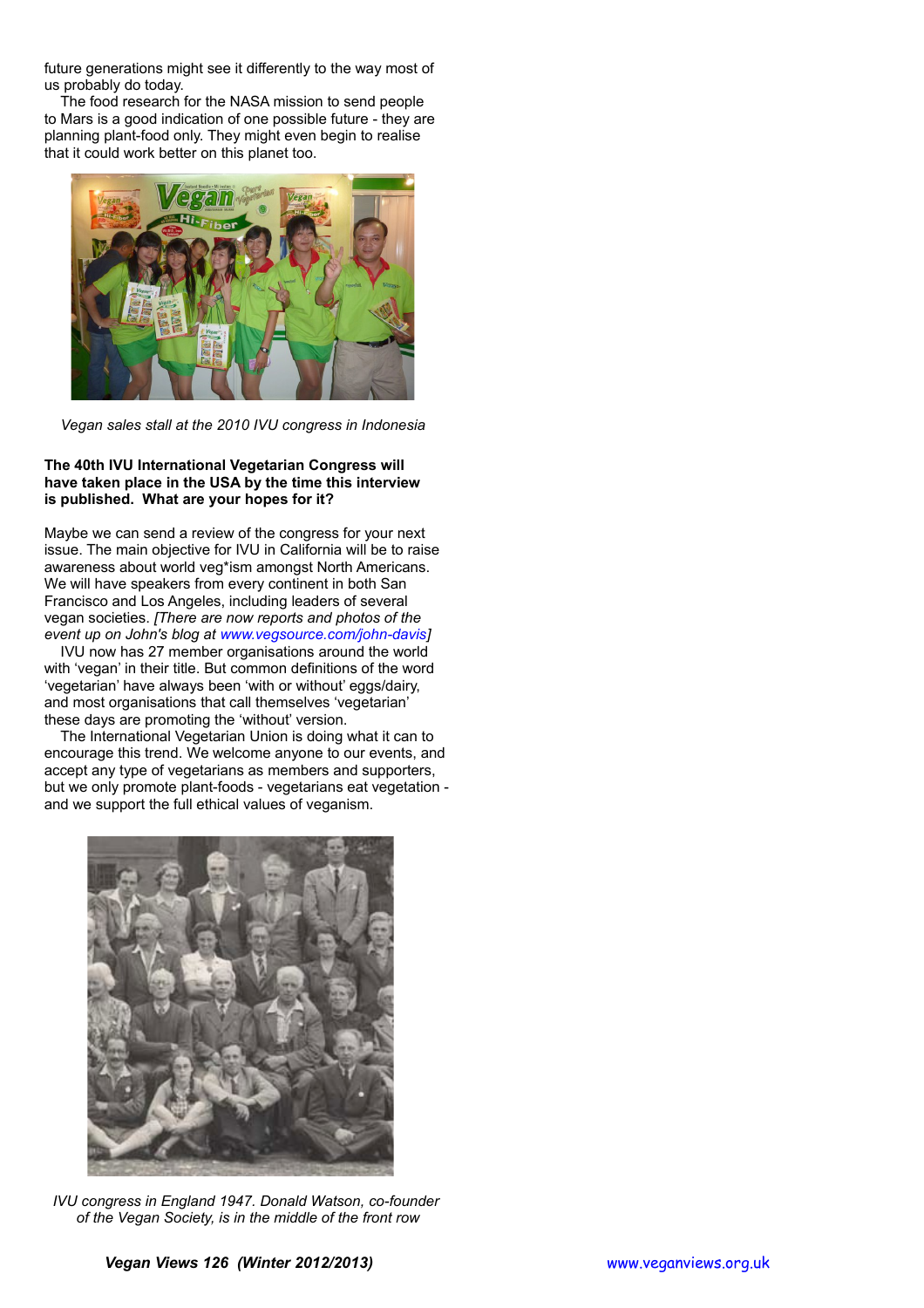future generations might see it differently to the way most of us probably do today.

The food research for the NASA mission to send people to Mars is a good indication of one possible future - they are planning plant-food only. They might even begin to realise that it could work better on this planet too.

*Vegan sales stall at the 2010 IVU congress in Indonesia*

**The 40th IVU International Vegetarian Congress will have taken place in the USA by the time this interview is published. What are your hopes for it?**

Maybe we can send a review of the congress for your next issue. The main objective for IVU in California will be to raise awareness about world veg*ism amongst North Americans. We will have speakers from every continent in both San Francisco and Los Angeles, including leaders of several vegan societies. *[There are now reports and photos of the event up on John's blog at www.vegsource.com/john-davis]*

IVU now has 27 member organisations around the world with 'vegan' in their title. But common definitions of the word 'vegetarian' have always been 'with or without' eggs/dairy, and most organisations that call themselves 'vegetarian' these days are promoting the 'without' version.

The International Vegetarian Union is doing what it can to encourage this trend. We welcome anyone to our events, and accept any type of vegetarians as members and supporters, but we only promote plant-foods - vegetarians eat vegetation - and we support the full ethical values of veganism.

*IVU congress in England 1947. Donald Watson, co-founder of the Vegan Society, is in the middle of the front row*